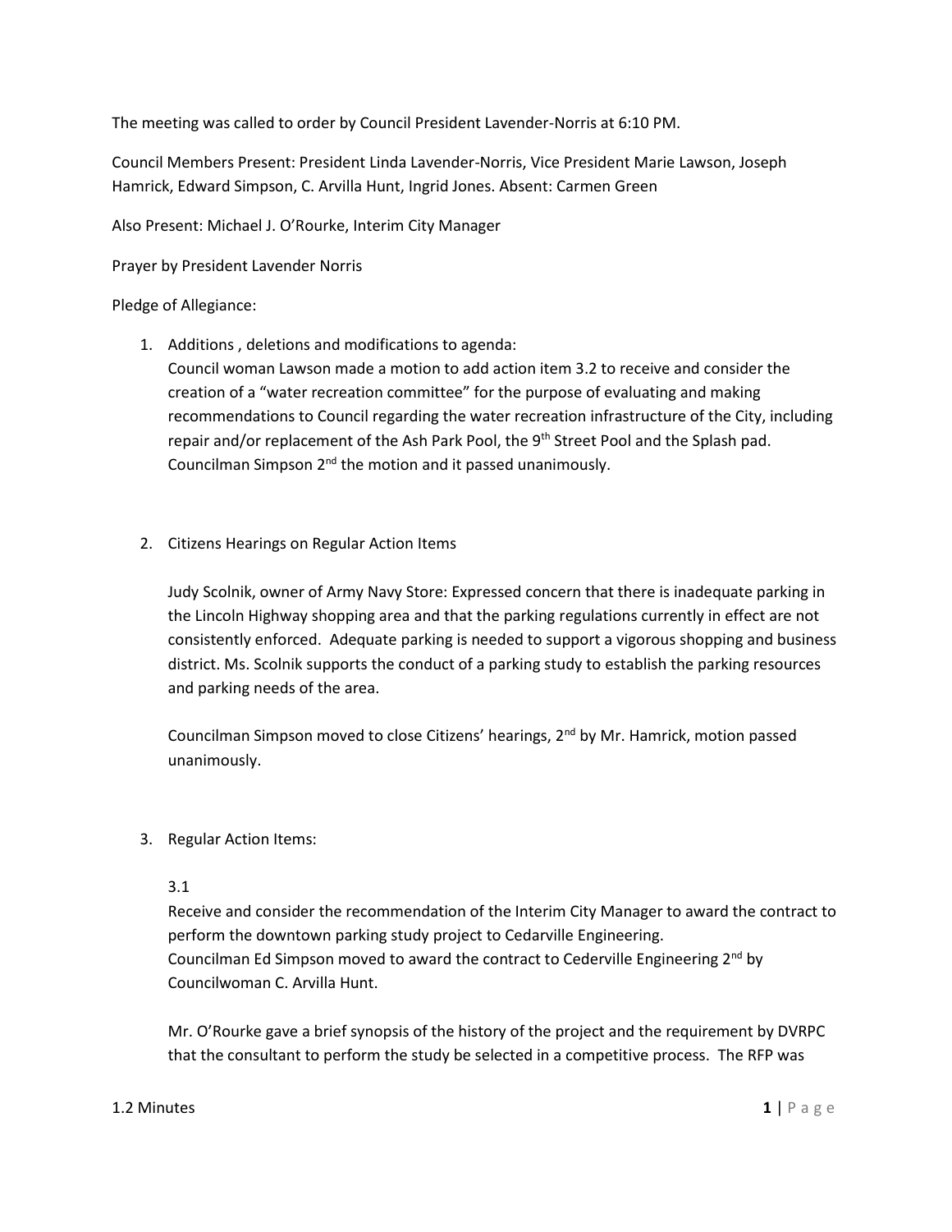The meeting was called to order by Council President Lavender-Norris at 6:10 PM.

Council Members Present: President Linda Lavender-Norris, Vice President Marie Lawson, Joseph Hamrick, Edward Simpson, C. Arvilla Hunt, Ingrid Jones. Absent: Carmen Green

Also Present: Michael J. O'Rourke, Interim City Manager

Prayer by President Lavender Norris

Pledge of Allegiance:

1. Additions , deletions and modifications to agenda:
   Council woman Lawson made a motion to add action item 3.2 to receive and consider the creation of a "water recreation committee" for the purpose of evaluating and making recommendations to Council regarding the water recreation infrastructure of the City, including repair and/or replacement of the Ash Park Pool, the 9th Street Pool and the Splash pad. Councilman Simpson 2nd the motion and it passed unanimously.

2. Citizens Hearings on Regular Action Items

   Judy Scolnik, owner of Army Navy Store: Expressed concern that there is inadequate parking in the Lincoln Highway shopping area and that the parking regulations currently in effect are not consistently enforced. Adequate parking is needed to support a vigorous shopping and business district. Ms. Scolnik supports the conduct of a parking study to establish the parking resources and parking needs of the area.

   Councilman Simpson moved to close Citizens' hearings, 2nd by Mr. Hamrick, motion passed unanimously.

3. Regular Action Items:

   3.1
   Receive and consider the recommendation of the Interim City Manager to award the contract to perform the downtown parking study project to Cedarville Engineering.
   Councilman Ed Simpson moved to award the contract to Cederville Engineering 2nd by Councilwoman C. Arvilla Hunt.

   Mr. O'Rourke gave a brief synopsis of the history of the project and the requirement by DVRPC that the consultant to perform the study be selected in a competitive process. The RFP was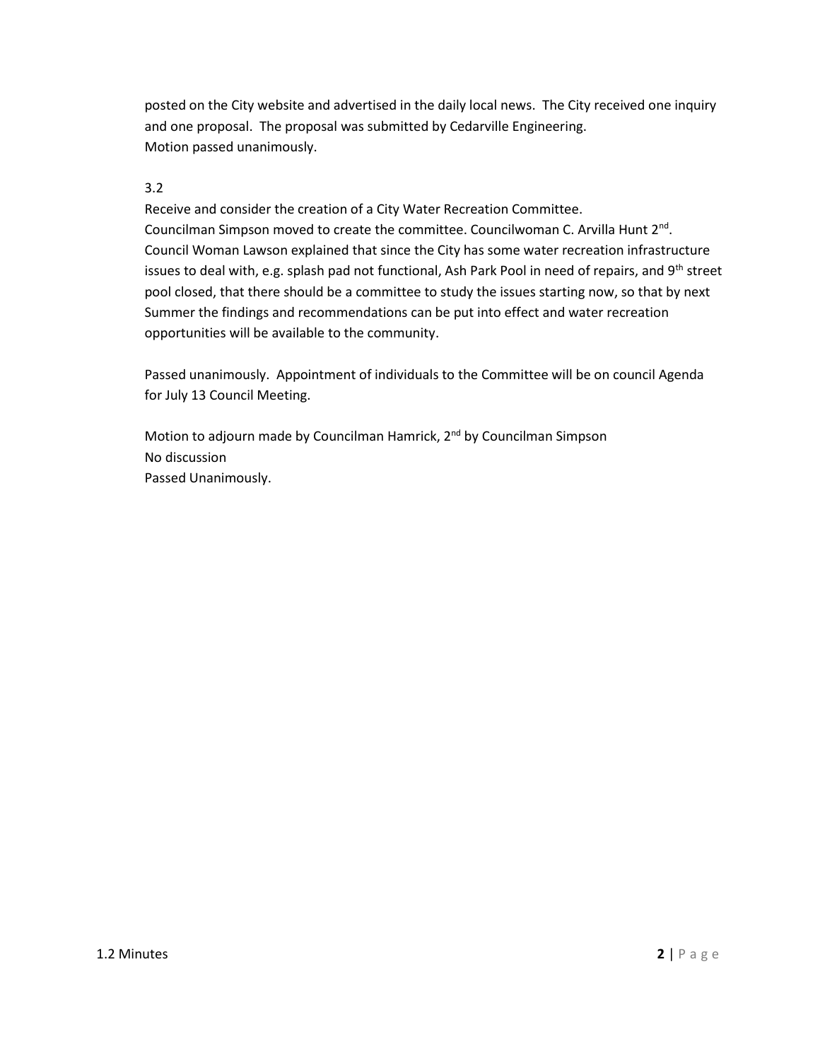posted on the City website and advertised in the daily local news. The City received one inquiry and one proposal. The proposal was submitted by Cedarville Engineering.
Motion passed unanimously.

3.2

Receive and consider the creation of a City Water Recreation Committee.
Councilman Simpson moved to create the committee. Councilwoman C. Arvilla Hunt 2nd.
Council Woman Lawson explained that since the City has some water recreation infrastructure issues to deal with, e.g. splash pad not functional, Ash Park Pool in need of repairs, and 9th street pool closed, that there should be a committee to study the issues starting now, so that by next Summer the findings and recommendations can be put into effect and water recreation opportunities will be available to the community.

Passed unanimously. Appointment of individuals to the Committee will be on council Agenda for July 13 Council Meeting.

Motion to adjourn made by Councilman Hamrick, 2nd by Councilman Simpson
No discussion
Passed Unanimously.